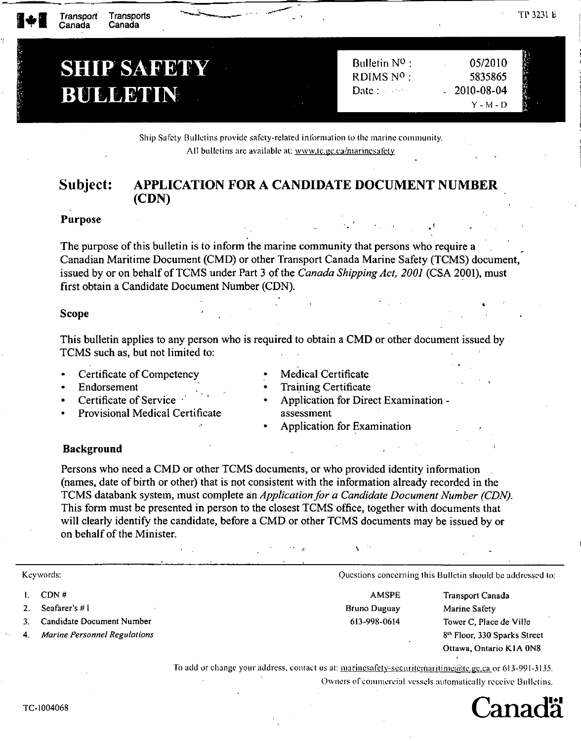Transport Canada / Transports Canada

TP 3231 E

# SHIP SAFETY BULLETIN

| | |
|---|---|
| Bulletin Nº : | 05/2010 |
| RDIMS Nº : | 5835865 |
| Date : | 2010-08-04 (Y - M - D) |

Ship Safety Bulletins provide safety-related information to the marine community.
All bulletins are available at: www.tc.gc.ca/marinesafety

## Subject: APPLICATION FOR A CANDIDATE DOCUMENT NUMBER (CDN)

### Purpose

The purpose of this bulletin is to inform the marine community that persons who require a Canadian Maritime Document (CMD) or other Transport Canada Marine Safety (TCMS) document, issued by or on behalf of TCMS under Part 3 of the *Canada Shipping Act, 2001* (CSA 2001), must first obtain a Candidate Document Number (CDN).

### Scope

This bulletin applies to any person who is required to obtain a CMD or other document issued by TCMS such as, but not limited to:

- Certificate of Competency
- Endorsement
- Certificate of Service
- Provisional Medical Certificate
- Medical Certificate
- Training Certificate
- Application for Direct Examination - assessment
- Application for Examination

### Background

Persons who need a CMD or other TCMS documents, or who provided identity information (names, date of birth or other) that is not consistent with the information already recorded in the TCMS databank system, must complete an *Application for a Candidate Document Number (CDN)*. This form must be presented in person to the closest TCMS office, together with documents that will clearly identify the candidate, before a CMD or other TCMS documents may be issued by or on behalf of the Minister.

---

Keywords:

1. CDN #
2. Seafarer's # 1
3. Candidate Document Number
4. *Marine Personnel Regulations*

Questions concerning this Bulletin should be addressed to:

AMSPE
Bruno Duguay
613-998-0614

Transport Canada
Marine Safety
Tower C, Place de Ville
8th Floor, 330 Sparks Street
Ottawa, Ontario K1A 0N8

To add or change your address, contact us at: marinesafety-securitemaritime@tc.gc.ca or 613-991-3135.
Owners of commercial vessels automatically receive Bulletins.

TC-1004068

Canada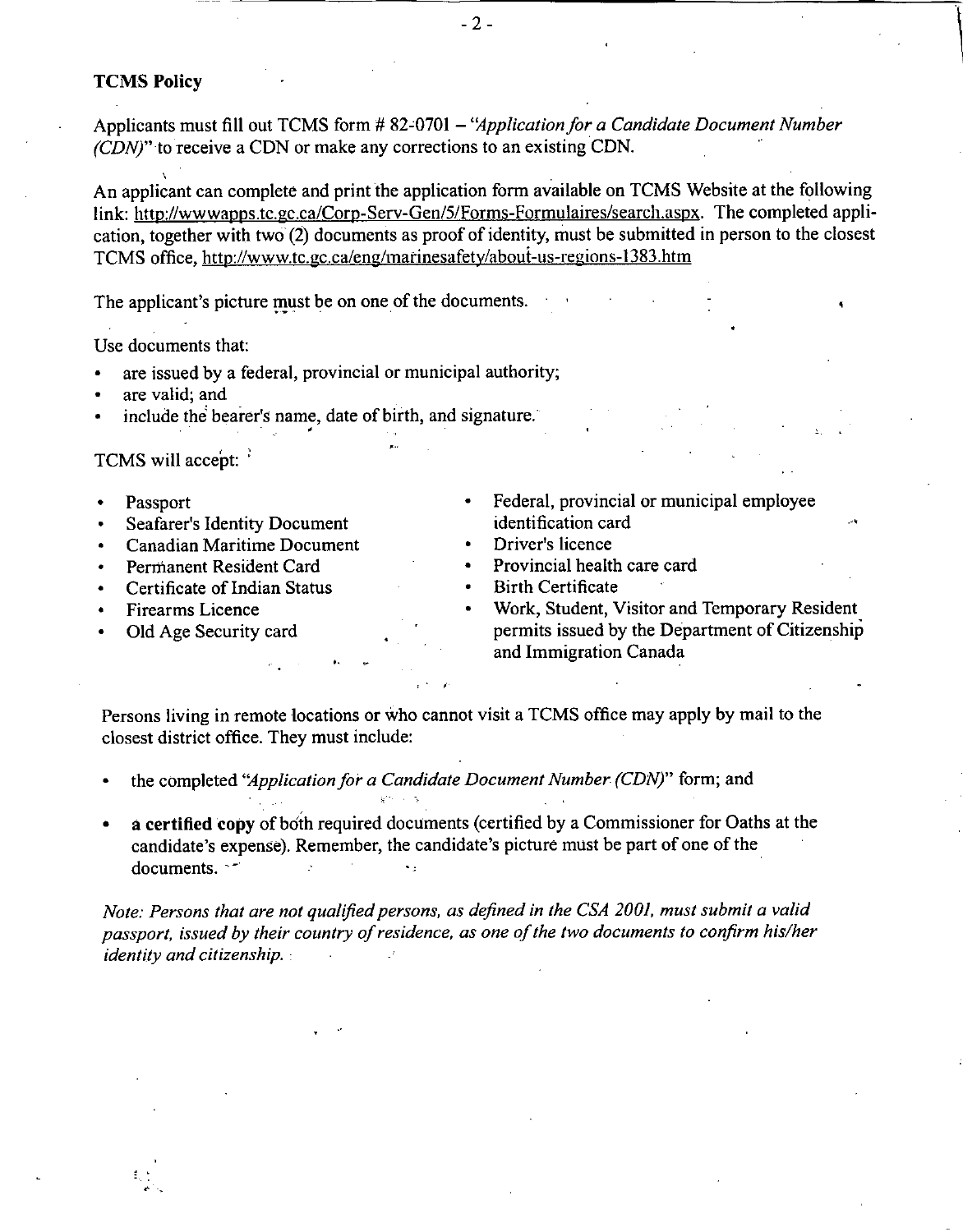## TCMS Policy

Applicants must fill out TCMS form # 82-0701 – *"Application for a Candidate Document Number (CDN)"* to receive a CDN or make any corrections to an existing CDN.

An applicant can complete and print the application form available on TCMS Website at the following link: http://wwwapps.tc.gc.ca/Corp-Serv-Gen/5/Forms-Formulaires/search.aspx. The completed application, together with two (2) documents as proof of identity, must be submitted in person to the closest TCMS office, http://www.tc.gc.ca/eng/marinesafety/about-us-regions-1383.htm

The applicant's picture must be on one of the documents.

Use documents that:

- are issued by a federal, provincial or municipal authority;
- are valid; and
- include the bearer's name, date of birth, and signature.

TCMS will accept:

- Passport
- Seafarer's Identity Document
- Canadian Maritime Document
- Permanent Resident Card
- Certificate of Indian Status
- Firearms Licence
- Old Age Security card
- Federal, provincial or municipal employee identification card
- Driver's licence
- Provincial health care card
- Birth Certificate
- Work, Student, Visitor and Temporary Resident permits issued by the Department of Citizenship and Immigration Canada

Persons living in remote locations or who cannot visit a TCMS office may apply by mail to the closest district office. They must include:

- the completed *"Application for a Candidate Document Number (CDN)"* form; and
- **a certified copy** of both required documents (certified by a Commissioner for Oaths at the candidate's expense). Remember, the candidate's picture must be part of one of the documents.

*Note: Persons that are not qualified persons, as defined in the CSA 2001, must submit a valid passport, issued by their country of residence, as one of the two documents to confirm his/her identity and citizenship.*